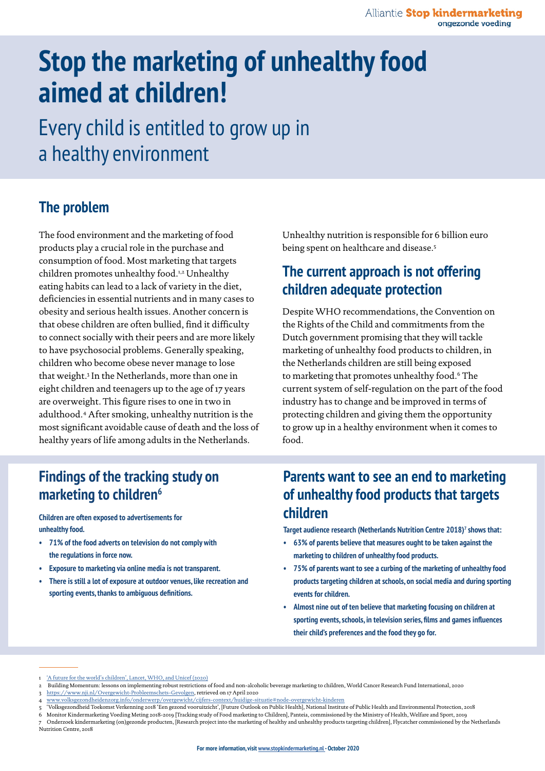# Stop the marketing of unhealthy food aimed at children!

Every child is entitled to grow up in a healthy environment

## The problem

The food environment and the marketing of food products play a crucial role in the purchase and consumption of food. Most marketing that targets children promotes unhealthy food.[1,2] Unhealthy eating habits can lead to a lack of variety in the diet, deficiencies in essential nutrients and in many cases to obesity and serious health issues. Another concern is that obese children are often bullied, find it difficulty to connect socially with their peers and are more likely to have psychosocial problems. Generally speaking, children who become obese never manage to lose that weight.[3] In the Netherlands, more than one in eight children and teenagers up to the age of 17 years are overweight. This figure rises to one in two in adulthood.[4] After smoking, unhealthy nutrition is the most significant avoidable cause of death and the loss of healthy years of life among adults in the Netherlands.

Unhealthy nutrition is responsible for 6 billion euro being spent on healthcare and disease.[5]

## The current approach is not offering children adequate protection

Despite WHO recommendations, the Convention on the Rights of the Child and commitments from the Dutch government promising that they will tackle marketing of unhealthy food products to children, in the Netherlands children are still being exposed to marketing that promotes unhealthy food.[6] The current system of self-regulation on the part of the food industry has to change and be improved in terms of protecting children and giving them the opportunity to grow up in a healthy environment when it comes to food.

## Findings of the tracking study on marketing to children[6]

**Children are often exposed to advertisements for unhealthy food.**

- **71% of the food adverts on television do not comply with the regulations in force now.**
- **Exposure to marketing via online media is not transparent.**
- **There is still a lot of exposure at outdoor venues, like recreation and sporting events, thanks to ambiguous definitions.**

## Parents want to see an end to marketing of unhealthy food products that targets children

**Target audience research (Netherlands Nutrition Centre 2018)[7] shows that:**

- **63% of parents believe that measures ought to be taken against the marketing to children of unhealthy food products.**
- **75% of parents want to see a curbing of the marketing of unhealthy food products targeting children at schools, on social media and during sporting events for children.**
- **Almost nine out of ten believe that marketing focusing on children at sporting events, schools, in television series, films and games influences their child's preferences and the food they go for.**

---

1 'A future for the world's children', Lancet, WHO, and Unicef (2020)
2 Building Momentum: lessons on implementing robust restrictions of food and non-alcoholic beverage marketing to children, World Cancer Research Fund International, 2020
3 https://www.nji.nl/Overgewicht-Probleemschets-Gevolgen, retrieved on 17 April 2020
4 www.volksgezondheidenzorg.info/onderwerp/overgewicht/cijfers-context/huidige-situatie#node-overgewicht-kinderen
5 'Volksgezondheid Toekomst Verkenning 2018 'Een gezond vooruitzicht', [Future Outlook on Public Health], National Institute of Public Health and Environmental Protection, 2018
6 Monitor Kindermarketing Voeding Meting 2018-2019 [Tracking study of Food marketing to Children], Panteia, commissioned by the Ministry of Health, Welfare and Sport, 2019
7 Onderzoek kindermarketing (on)gezonde producten, [Research project into the marketing of healthy and unhealthy products targeting children], Flycatcher commissioned by the Netherlands Nutrition Centre, 2018

For more information, visit www.stopkindermarketing.nl - October 2020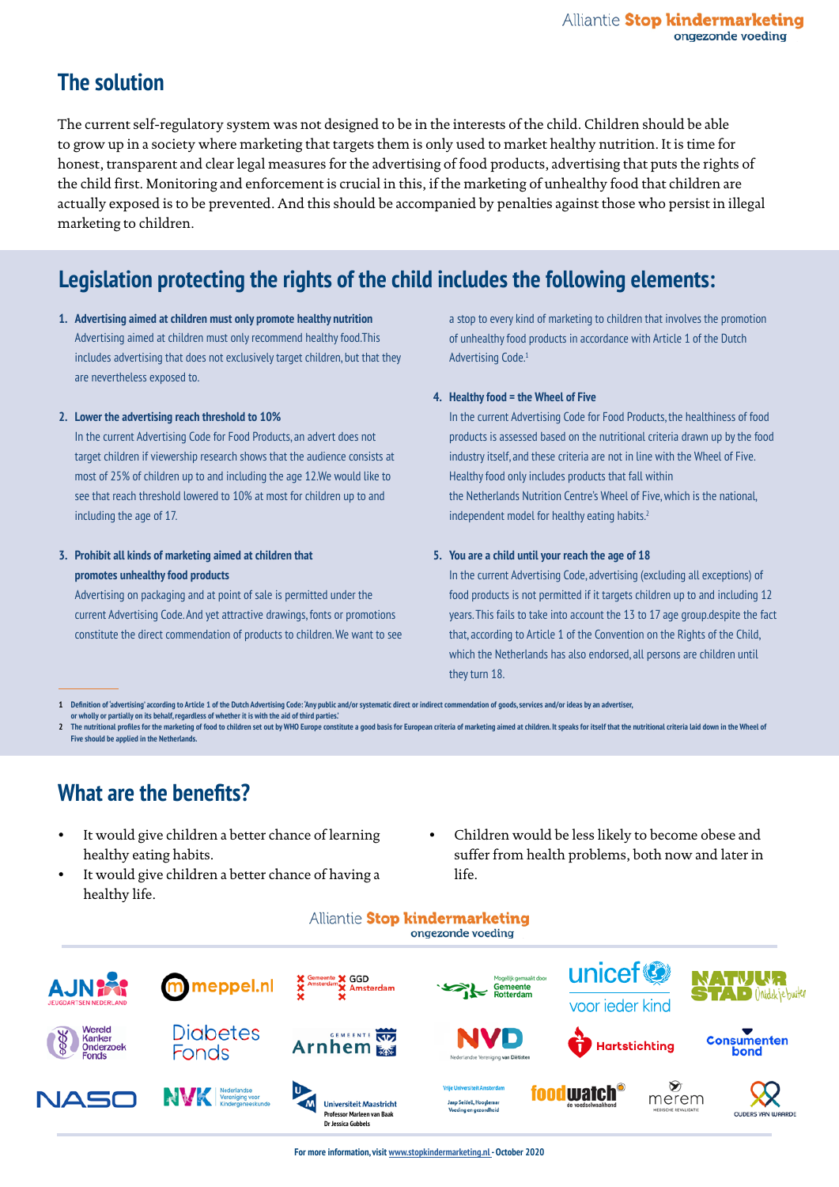## The solution

The current self-regulatory system was not designed to be in the interests of the child. Children should be able to grow up in a society where marketing that targets them is only used to market healthy nutrition. It is time for honest, transparent and clear legal measures for the advertising of food products, advertising that puts the rights of the child first. Monitoring and enforcement is crucial in this, if the marketing of unhealthy food that children are actually exposed is to be prevented. And this should be accompanied by penalties against those who persist in illegal marketing to children.

## Legislation protecting the rights of the child includes the following elements:

1. **Advertising aimed at children must only promote healthy nutrition**
   Advertising aimed at children must only recommend healthy food.This includes advertising that does not exclusively target children, but that they are nevertheless exposed to.

2. **Lower the advertising reach threshold to 10%**
   In the current Advertising Code for Food Products, an advert does not target children if viewership research shows that the audience consists at most of 25% of children up to and including the age 12.We would like to see that reach threshold lowered to 10% at most for children up to and including the age of 17.

3. **Prohibit all kinds of marketing aimed at children that promotes unhealthy food products**
   Advertising on packaging and at point of sale is permitted under the current Advertising Code. And yet attractive drawings, fonts or promotions constitute the direct commendation of products to children. We want to see a stop to every kind of marketing to children that involves the promotion of unhealthy food products in accordance with Article 1 of the Dutch Advertising Code.[1]

4. **Healthy food = the Wheel of Five**
   In the current Advertising Code for Food Products, the healthiness of food products is assessed based on the nutritional criteria drawn up by the food industry itself, and these criteria are not in line with the Wheel of Five. Healthy food only includes products that fall within the Netherlands Nutrition Centre's Wheel of Five, which is the national, independent model for healthy eating habits.[2]

5. **You are a child until your reach the age of 18**
   In the current Advertising Code, advertising (excluding all exceptions) of food products is not permitted if it targets children up to and including 12 years. This fails to take into account the 13 to 17 age group.despite the fact that, according to Article 1 of the Convention on the Rights of the Child, which the Netherlands has also endorsed, all persons are children until they turn 18.

1 Definition of 'advertising' according to Article 1 of the Dutch Advertising Code: 'Any public and/or systematic direct or indirect commendation of goods, services and/or ideas by an advertiser, or wholly or partially on its behalf, regardless of whether it is with the aid of third parties.'

2 The nutritional profiles for the marketing of food to children set out by WHO Europe constitute a good basis for European criteria of marketing aimed at children. It speaks for itself that the nutritional criteria laid down in the Wheel of Five should be applied in the Netherlands.

## What are the benefits?

- It would give children a better chance of learning healthy eating habits.
- It would give children a better chance of having a healthy life.
- Children would be less likely to become obese and suffer from health problems, both now and later in life.

Alliantie Stop kindermarketing ongezonde voeding

AJN Jeugdartsen Nederland · meppel.nl · Gemeente Amsterdam GGD Amsterdam · Mogelijk gemaakt door Gemeente Rotterdam · unicef voor ieder kind · Natuurstad · Wereld Kanker Onderzoek Fonds · Diabetes Fonds · Gemeente Arnhem · NVD Nederlandse Vereniging van Diëtisten · Hartstichting · Consumentenbond · NASO · NVK Nederlandse Vereniging voor Kindergeneeskunde · Universiteit Maastricht Professor Marleen van Baak Dr Jessica Gubbels · Vrije Universiteit Amsterdam Jaap Seidell, Hoogleraar Voeding en gezondheid · foodwatch de voedselwaakhond · merem medische revalidatie · Ouders van Waarde

For more information, visit www.stopkindermarketing.nl - October 2020